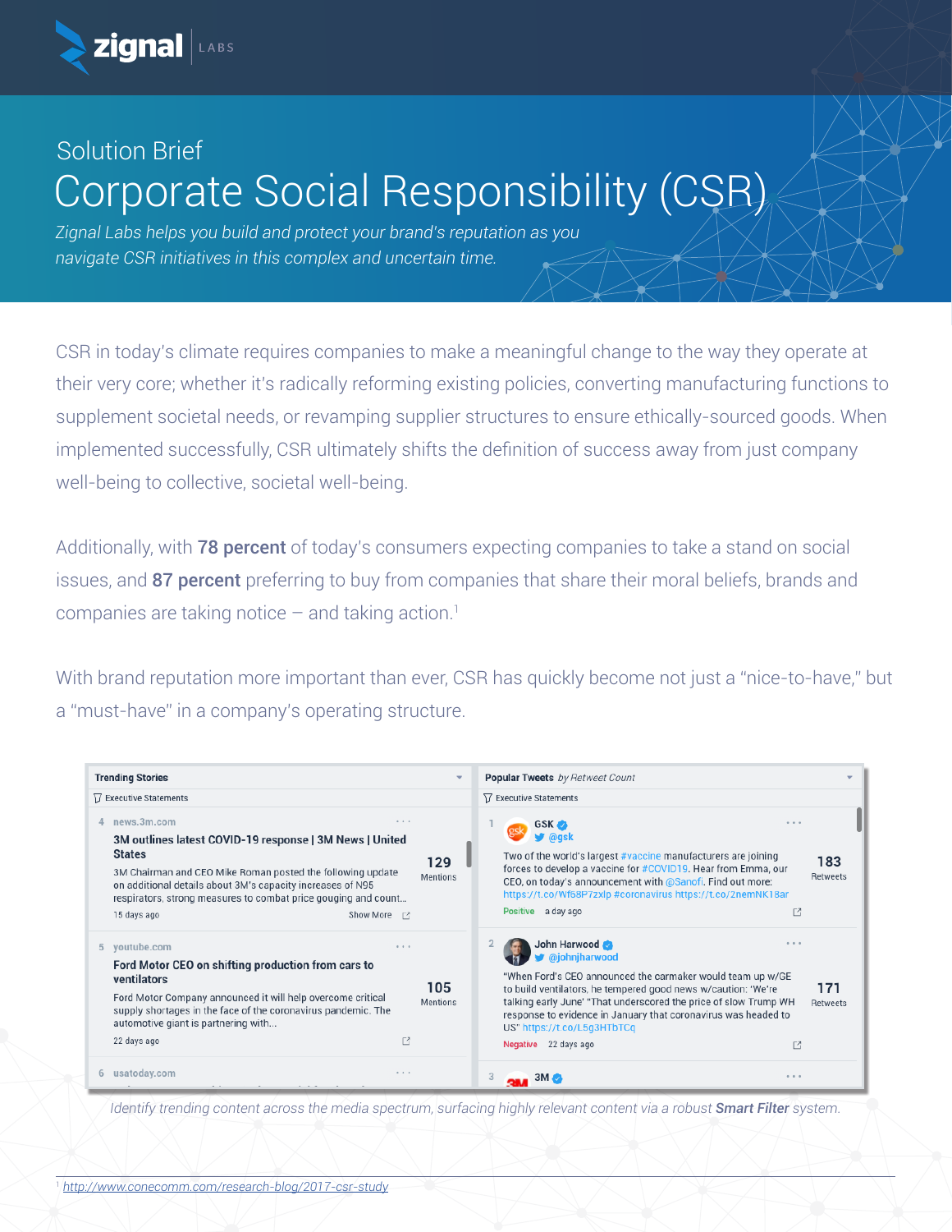zignal LABS

Solution Brief

# Corporate Social Responsibility (CSR)

*Zignal Labs helps you build and protect your brand's reputation as you navigate CSR initiatives in this complex and uncertain time.*

CSR in today's climate requires companies to make a meaningful change to the way they operate at their very core; whether it's radically reforming existing policies, converting manufacturing functions to supplement societal needs, or revamping supplier structures to ensure ethically-sourced goods. When implemented successfully, CSR ultimately shifts the definition of success away from just company well-being to collective, societal well-being.

Additionally, with **78 percent** of today's consumers expecting companies to take a stand on social issues, and **87 percent** preferring to buy from companies that share their moral beliefs, brands and companies are taking notice – and taking action.[1]

With brand reputation more important than ever, CSR has quickly become not just a "nice-to-have," but a "must-have" in a company's operating structure.

**Trending Stories** — Executive Statements

4 news.3m.com
**3M outlines latest COVID-19 response | 3M News | United States**
3M Chairman and CEO Mike Roman posted the following update on additional details about 3M's capacity increases of N95 respirators, strong measures to combat price gouging and count...
15 days ago — Show More
129 Mentions

5 youtube.com
**Ford Motor CEO on shifting production from cars to ventilators**
Ford Motor Company announced it will help overcome critical supply shortages in the face of the coronavirus pandemic. The automotive giant is partnering with...
22 days ago
105 Mentions

6 usatoday.com

**Popular Tweets** *by Retweet Count* — Executive Statements

1 GSK @gsk
Two of the world's largest #vaccine manufacturers are joining forces to develop a vaccine for #COVID19. Hear from Emma, our CEO, on today's announcement with @Sanofi. Find out more: https://t.co/Wf68P7zxlp #coronavirus https://t.co/2nemNK18ar
Positive — a day ago
183 Retweets

2 John Harwood @johnjharwood
"When Ford's CEO announced the carmaker would team up w/GE to build ventilators, he tempered good news w/caution: 'We're talking early June' "That underscored the price of slow Trump WH response to evidence in January that coronavirus was headed to US" https://t.co/L5g3HTbTCq
Negative — 22 days ago
171 Retweets

3 3M

*Identify trending content across the media spectrum, surfacing highly relevant content via a robust* ***Smart Filter*** *system.*

[1] http://www.conecomm.com/research-blog/2017-csr-study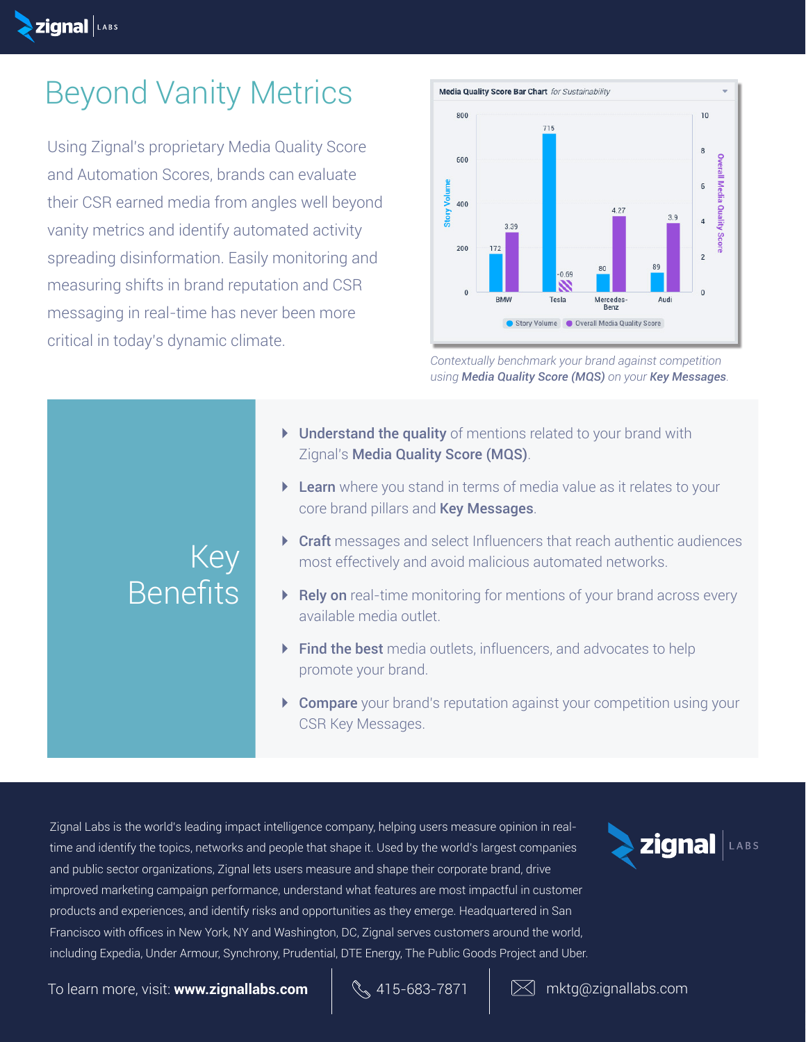# Beyond Vanity Metrics

Using Zignal's proprietary Media Quality Score and Automation Scores, brands can evaluate their CSR earned media from angles well beyond vanity metrics and identify automated activity spreading disinformation. Easily monitoring and measuring shifts in brand reputation and CSR messaging in real-time has never been more critical in today's dynamic climate.

Media Quality Score Bar Chart *for Sustainability*

Story Volume
800
600
400
200
0

Overall Media Quality Score
10
8
6
4
2
0

172
3.39
715
-0.69
80
4.27
89
3.9

BMW
Tesla
Mercedes-Benz
Audi

Story Volume
Overall Media Quality Score

*Contextually benchmark your brand against competition using **Media Quality Score (MQS)** on your **Key Messages**.*

## Key Benefits

- **Understand the quality** of mentions related to your brand with Zignal's **Media Quality Score (MQS)**.
- **Learn** where you stand in terms of media value as it relates to your core brand pillars and **Key Messages**.
- **Craft** messages and select Influencers that reach authentic audiences most effectively and avoid malicious automated networks.
- **Rely on** real-time monitoring for mentions of your brand across every available media outlet.
- **Find the best** media outlets, influencers, and advocates to help promote your brand.
- **Compare** your brand's reputation against your competition using your CSR Key Messages.

Zignal Labs is the world's leading impact intelligence company, helping users measure opinion in real-time and identify the topics, networks and people that shape it. Used by the world's largest companies and public sector organizations, Zignal lets users measure and shape their corporate brand, drive improved marketing campaign performance, understand what features are most impactful in customer products and experiences, and identify risks and opportunities as they emerge. Headquartered in San Francisco with offices in New York, NY and Washington, DC, Zignal serves customers around the world, including Expedia, Under Armour, Synchrony, Prudential, DTE Energy, The Public Goods Project and Uber.

To learn more, visit: **www.zignallabs.com** | 415-683-7871 | mktg@zignallabs.com